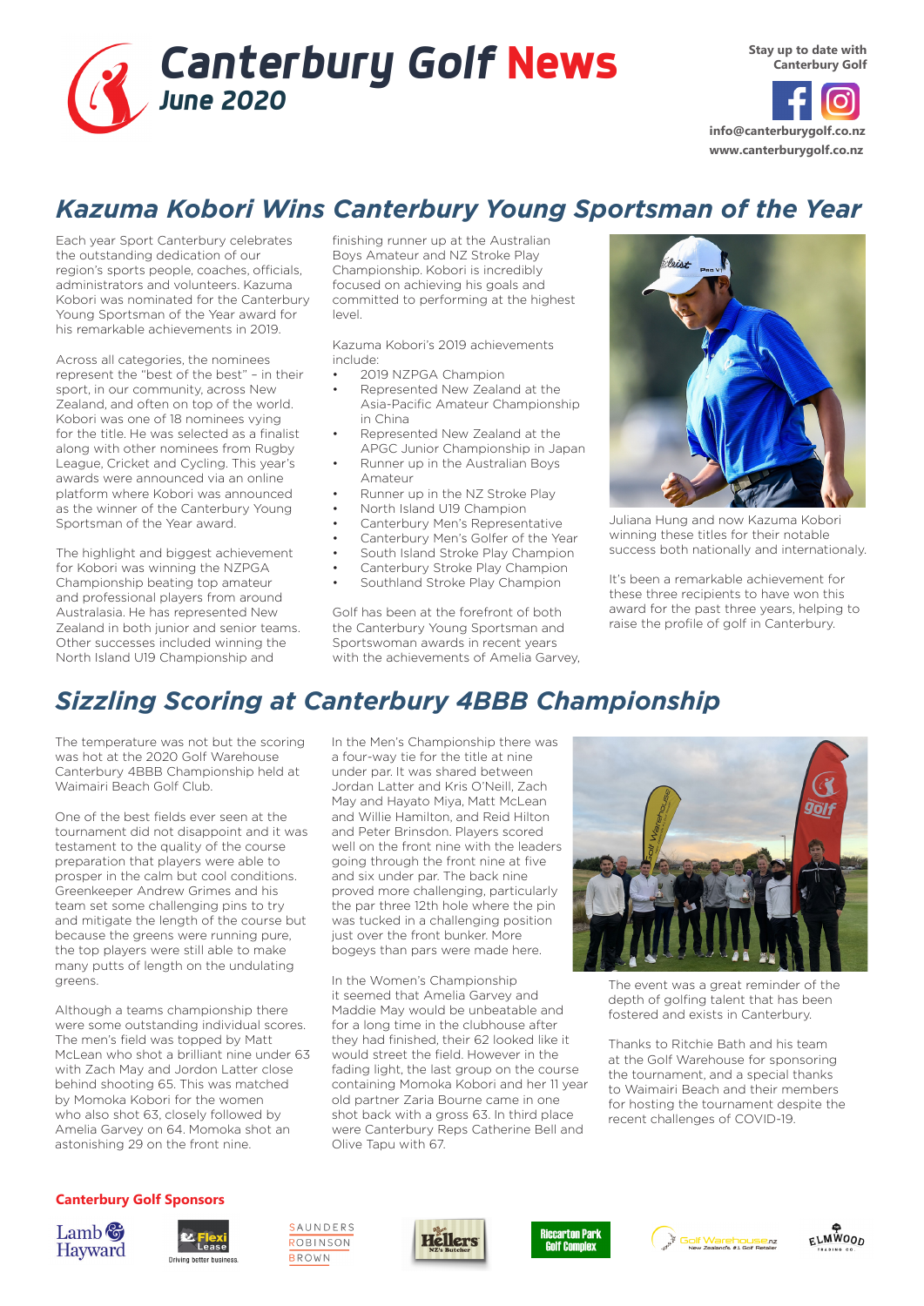# Canterbury Golf News

*June 2020*

Stay up to date with Canterbury Golf

info@canterburygolf.co.nz
www.canterburygolf.co.nz

## Kazuma Kobori Wins Canterbury Young Sportsman of the Year

Each year Sport Canterbury celebrates the outstanding dedication of our region's sports people, coaches, officials, administrators and volunteers. Kazuma Kobori was nominated for the Canterbury Young Sportsman of the Year award for his remarkable achievements in 2019.

Across all categories, the nominees represent the "best of the best" – in their sport, in our community, across New Zealand, and often on top of the world. Kobori was one of 18 nominees vying for the title. He was selected as a finalist along with other nominees from Rugby League, Cricket and Cycling. This year's awards were announced via an online platform where Kobori was announced as the winner of the Canterbury Young Sportsman of the Year award.

The highlight and biggest achievement for Kobori was winning the NZPGA Championship beating top amateur and professional players from around Australasia. He has represented New Zealand in both junior and senior teams. Other successes included winning the North Island U19 Championship and finishing runner up at the Australian Boys Amateur and NZ Stroke Play Championship. Kobori is incredibly focused on achieving his goals and committed to performing at the highest level.

Kazuma Kobori's 2019 achievements include:

- 2019 NZPGA Champion
- Represented New Zealand at the Asia-Pacific Amateur Championship in China
- Represented New Zealand at the APGC Junior Championship in Japan
- Runner up in the Australian Boys Amateur
- Runner up in the NZ Stroke Play
- North Island U19 Champion
- Canterbury Men's Representative
- Canterbury Men's Golfer of the Year
- South Island Stroke Play Champion
- Canterbury Stroke Play Champion
- Southland Stroke Play Champion

Golf has been at the forefront of both the Canterbury Young Sportsman and Sportswoman awards in recent years with the achievements of Amelia Garvey, Juliana Hung and now Kazuma Kobori winning these titles for their notable success both nationally and internationaly.

It's been a remarkable achievement for these three recipients to have won this award for the past three years, helping to raise the profile of golf in Canterbury.

## Sizzling Scoring at Canterbury 4BBB Championship

The temperature was not but the scoring was hot at the 2020 Golf Warehouse Canterbury 4BBB Championship held at Waimairi Beach Golf Club.

One of the best fields ever seen at the tournament did not disappoint and it was testament to the quality of the course preparation that players were able to prosper in the calm but cool conditions. Greenkeeper Andrew Grimes and his team set some challenging pins to try and mitigate the length of the course but because the greens were running pure, the top players were still able to make many putts of length on the undulating greens.

Although a teams championship there were some outstanding individual scores. The men's field was topped by Matt McLean who shot a brilliant nine under 63 with Zach May and Jordon Latter close behind shooting 65. This was matched by Momoka Kobori for the women who also shot 63, closely followed by Amelia Garvey on 64. Momoka shot an astonishing 29 on the front nine.

In the Men's Championship there was a four-way tie for the title at nine under par. It was shared between Jordan Latter and Kris O'Neill, Zach May and Hayato Miya, Matt McLean and Willie Hamilton, and Reid Hilton and Peter Brinsdon. Players scored well on the front nine with the leaders going through the front nine at five and six under par. The back nine proved more challenging, particularly the par three 12th hole where the pin was tucked in a challenging position just over the front bunker. More bogeys than pars were made here.

In the Women's Championship it seemed that Amelia Garvey and Maddie May would be unbeatable and for a long time in the clubhouse after they had finished, their 62 looked like it would street the field. However in the fading light, the last group on the course containing Momoka Kobori and her 11 year old partner Zaria Bourne came in one shot back with a gross 63. In third place were Canterbury Reps Catherine Bell and Olive Tapu with 67.

The event was a great reminder of the depth of golfing talent that has been fostered and exists in Canterbury.

Thanks to Ritchie Bath and his team at the Golf Warehouse for sponsoring the tournament, and a special thanks to Waimairi Beach and their members for hosting the tournament despite the recent challenges of COVID-19.

**Canterbury Golf Sponsors**

Lamb Hayward · Flexi Lease · Saunders Robinson Brown · Hellers · Riccarton Park Golf Complex · Golf Warehouse.nz · Elmwood Trading Co.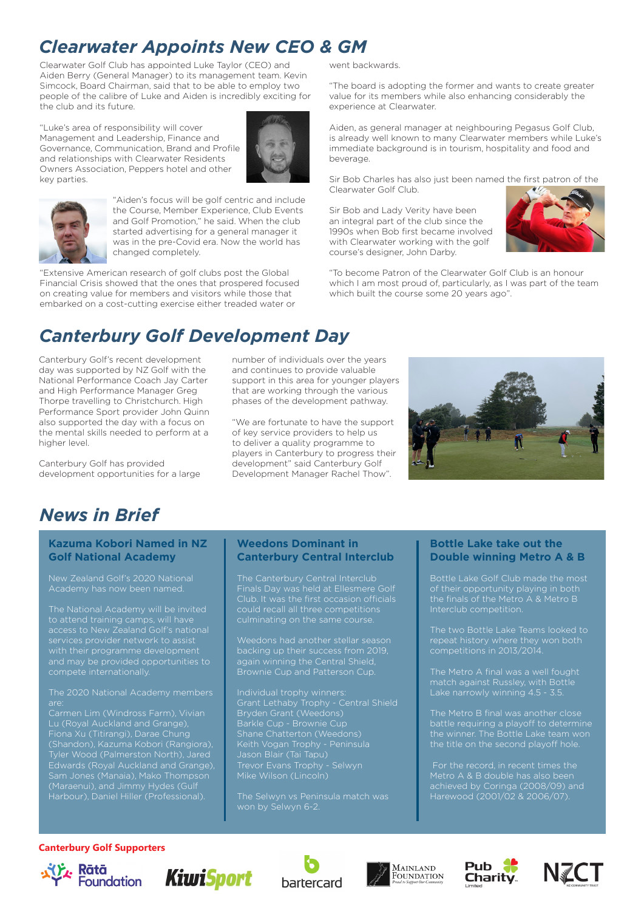# Clearwater Appoints New CEO & GM

Clearwater Golf Club has appointed Luke Taylor (CEO) and Aiden Berry (General Manager) to its management team. Kevin Simcock, Board Chairman, said that to be able to employ two people of the calibre of Luke and Aiden is incredibly exciting for the club and its future.

"Luke's area of responsibility will cover Management and Leadership, Finance and Governance, Communication, Brand and Profile and relationships with Clearwater Residents Owners Association, Peppers hotel and other key parties.

"Aiden's focus will be golf centric and include the Course, Member Experience, Club Events and Golf Promotion," he said. When the club started advertising for a general manager it was in the pre-Covid era. Now the world has changed completely.

"Extensive American research of golf clubs post the Global Financial Crisis showed that the ones that prospered focused on creating value for members and visitors while those that embarked on a cost-cutting exercise either treaded water or went backwards.

"The board is adopting the former and wants to create greater value for its members while also enhancing considerably the experience at Clearwater.

Aiden, as general manager at neighbouring Pegasus Golf Club, is already well known to many Clearwater members while Luke's immediate background is in tourism, hospitality and food and beverage.

Sir Bob Charles has also just been named the first patron of the Clearwater Golf Club.

Sir Bob and Lady Verity have been an integral part of the club since the 1990s when Bob first became involved with Clearwater working with the golf course's designer, John Darby.

"To become Patron of the Clearwater Golf Club is an honour which I am most proud of, particularly, as I was part of the team which built the course some 20 years ago".

# Canterbury Golf Development Day

Canterbury Golf's recent development day was supported by NZ Golf with the National Performance Coach Jay Carter and High Performance Manager Greg Thorpe travelling to Christchurch. High Performance Sport provider John Quinn also supported the day with a focus on the mental skills needed to perform at a higher level.

Canterbury Golf has provided development opportunities for a large number of individuals over the years and continues to provide valuable support in this area for younger players that are working through the various phases of the development pathway.

"We are fortunate to have the support of key service providers to help us to deliver a quality programme to players in Canterbury to progress their development" said Canterbury Golf Development Manager Rachel Thow".

# News in Brief

## Kazuma Kobori Named in NZ Golf National Academy

New Zealand Golf's 2020 National Academy has now been named.

The National Academy will be invited to attend training camps, will have access to New Zealand Golf's national services provider network to assist with their programme development and may be provided opportunities to compete internationally.

The 2020 National Academy members are:
Carmen Lim (Windross Farm), Vivian Lu (Royal Auckland and Grange), Fiona Xu (Titirangi), Darae Chung (Shandon), Kazuma Kobori (Rangiora), Tyler Wood (Palmerston North), Jared Edwards (Royal Auckland and Grange), Sam Jones (Manaia), Mako Thompson (Maraenui), and Jimmy Hydes (Gulf Harbour), Daniel Hiller (Professional).

## Weedons Dominant in Canterbury Central Interclub

The Canterbury Central Interclub Finals Day was held at Ellesmere Golf Club. It was the first occasion officials could recall all three competitions culminating on the same course.

Weedons had another stellar season backing up their success from 2019, again winning the Central Shield, Brownie Cup and Patterson Cup.

Individual trophy winners:
Grant Lethaby Trophy - Central Shield
Bryden Grant (Weedons)
Barkle Cup - Brownie Cup
Shane Chatterton (Weedons)
Keith Vogan Trophy - Peninsula
Jason Blair (Tai Tapu)
Trevor Evans Trophy - Selwyn
Mike Wilson (Lincoln)

The Selwyn vs Peninsula match was won by Selwyn 6-2.

## Bottle Lake take out the Double winning Metro A & B

Bottle Lake Golf Club made the most of their opportunity playing in both the finals of the Metro A & Metro B Interclub competition.

The two Bottle Lake Teams looked to repeat history where they won both competitions in 2013/2014.

The Metro A final was a well fought match against Russley, with Bottle Lake narrowly winning 4.5 - 3.5.

The Metro B final was another close battle requiring a playoff to determine the winner. The Bottle Lake team won the title on the second playoff hole.

For the record, in recent times the Metro A & B double has also been achieved by Coringa (2008/09) and Harewood (2001/02 & 2006/07).

**Canterbury Golf Supporters**

Rātā Foundation | KiwiSport | bartercard | Mainland Foundation | Pub Charity Limited | NZCT